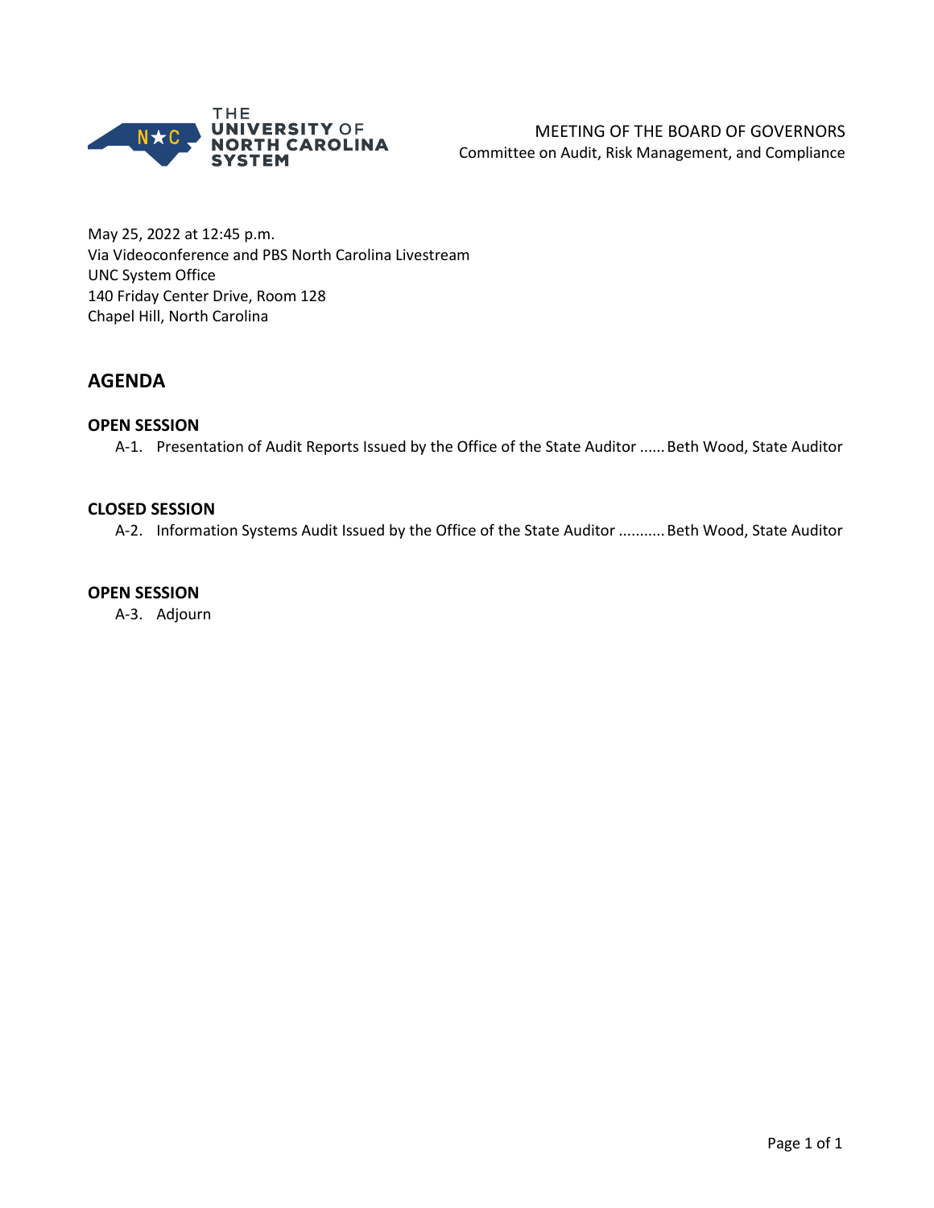THE UNIVERSITY OF NORTH CAROLINA SYSTEM

MEETING OF THE BOARD OF GOVERNORS
Committee on Audit, Risk Management, and Compliance

May 25, 2022 at 12:45 p.m.
Via Videoconference and PBS North Carolina Livestream
UNC System Office
140 Friday Center Drive, Room 128
Chapel Hill, North Carolina

## AGENDA

**OPEN SESSION**

A-1. Presentation of Audit Reports Issued by the Office of the State Auditor ...... Beth Wood, State Auditor

**CLOSED SESSION**

A-2. Information Systems Audit Issued by the Office of the State Auditor ........... Beth Wood, State Auditor

**OPEN SESSION**

A-3. Adjourn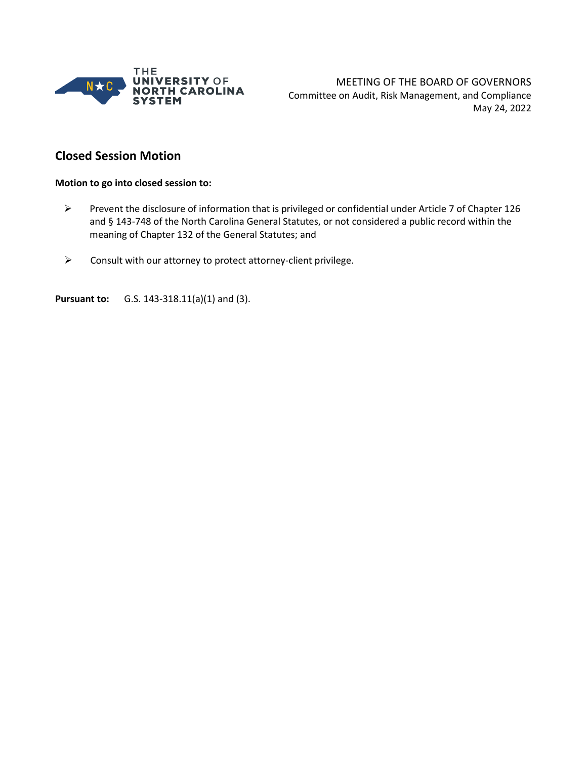MEETING OF THE BOARD OF GOVERNORS
Committee on Audit, Risk Management, and Compliance
May 24, 2022

## Closed Session Motion

**Motion to go into closed session to:**

- Prevent the disclosure of information that is privileged or confidential under Article 7 of Chapter 126 and § 143-748 of the North Carolina General Statutes, or not considered a public record within the meaning of Chapter 132 of the General Statutes; and
- Consult with our attorney to protect attorney-client privilege.

**Pursuant to:** G.S. 143-318.11(a)(1) and (3).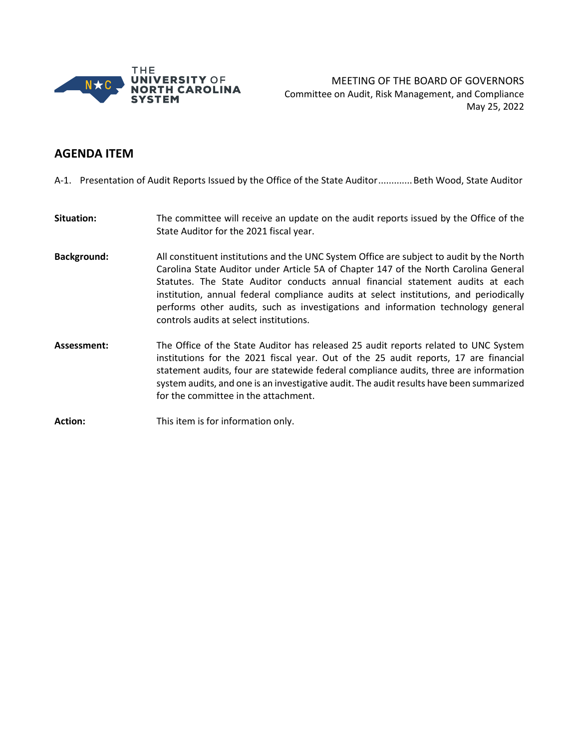MEETING OF THE BOARD OF GOVERNORS
Committee on Audit, Risk Management, and Compliance
May 25, 2022

## AGENDA ITEM

A-1. Presentation of Audit Reports Issued by the Office of the State Auditor............. Beth Wood, State Auditor

**Situation:** The committee will receive an update on the audit reports issued by the Office of the State Auditor for the 2021 fiscal year.

**Background:** All constituent institutions and the UNC System Office are subject to audit by the North Carolina State Auditor under Article 5A of Chapter 147 of the North Carolina General Statutes. The State Auditor conducts annual financial statement audits at each institution, annual federal compliance audits at select institutions, and periodically performs other audits, such as investigations and information technology general controls audits at select institutions.

**Assessment:** The Office of the State Auditor has released 25 audit reports related to UNC System institutions for the 2021 fiscal year. Out of the 25 audit reports, 17 are financial statement audits, four are statewide federal compliance audits, three are information system audits, and one is an investigative audit. The audit results have been summarized for the committee in the attachment.

**Action:** This item is for information only.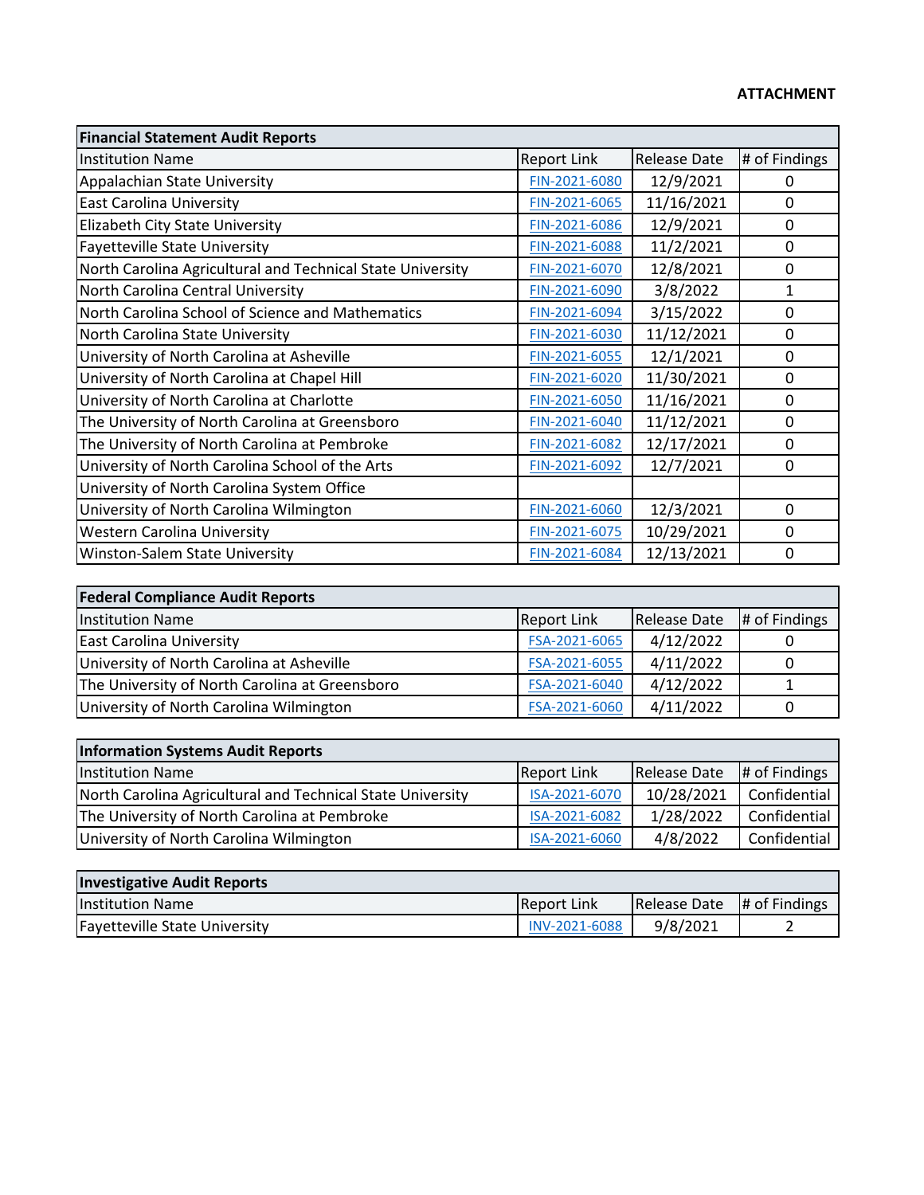**ATTACHMENT**

| Financial Statement Audit Reports | | | |
|---|---|---|---|
| Institution Name | Report Link | Release Date | # of Findings |
| Appalachian State University | FIN-2021-6080 | 12/9/2021 | 0 |
| East Carolina University | FIN-2021-6065 | 11/16/2021 | 0 |
| Elizabeth City State University | FIN-2021-6086 | 12/9/2021 | 0 |
| Fayetteville State University | FIN-2021-6088 | 11/2/2021 | 0 |
| North Carolina Agricultural and Technical State University | FIN-2021-6070 | 12/8/2021 | 0 |
| North Carolina Central University | FIN-2021-6090 | 3/8/2022 | 1 |
| North Carolina School of Science and Mathematics | FIN-2021-6094 | 3/15/2022 | 0 |
| North Carolina State University | FIN-2021-6030 | 11/12/2021 | 0 |
| University of North Carolina at Asheville | FIN-2021-6055 | 12/1/2021 | 0 |
| University of North Carolina at Chapel Hill | FIN-2021-6020 | 11/30/2021 | 0 |
| University of North Carolina at Charlotte | FIN-2021-6050 | 11/16/2021 | 0 |
| The University of North Carolina at Greensboro | FIN-2021-6040 | 11/12/2021 | 0 |
| The University of North Carolina at Pembroke | FIN-2021-6082 | 12/17/2021 | 0 |
| University of North Carolina School of the Arts | FIN-2021-6092 | 12/7/2021 | 0 |
| University of North Carolina System Office | | | |
| University of North Carolina Wilmington | FIN-2021-6060 | 12/3/2021 | 0 |
| Western Carolina University | FIN-2021-6075 | 10/29/2021 | 0 |
| Winston-Salem State University | FIN-2021-6084 | 12/13/2021 | 0 |

| Federal Compliance Audit Reports | | | |
|---|---|---|---|
| Institution Name | Report Link | Release Date | # of Findings |
| East Carolina University | FSA-2021-6065 | 4/12/2022 | 0 |
| University of North Carolina at Asheville | FSA-2021-6055 | 4/11/2022 | 0 |
| The University of North Carolina at Greensboro | FSA-2021-6040 | 4/12/2022 | 1 |
| University of North Carolina Wilmington | FSA-2021-6060 | 4/11/2022 | 0 |

| Information Systems Audit Reports | | | |
|---|---|---|---|
| Institution Name | Report Link | Release Date | # of Findings |
| North Carolina Agricultural and Technical State University | ISA-2021-6070 | 10/28/2021 | Confidential |
| The University of North Carolina at Pembroke | ISA-2021-6082 | 1/28/2022 | Confidential |
| University of North Carolina Wilmington | ISA-2021-6060 | 4/8/2022 | Confidential |

| Investigative Audit Reports | | | |
|---|---|---|---|
| Institution Name | Report Link | Release Date | # of Findings |
| Fayetteville State University | INV-2021-6088 | 9/8/2021 | 2 |